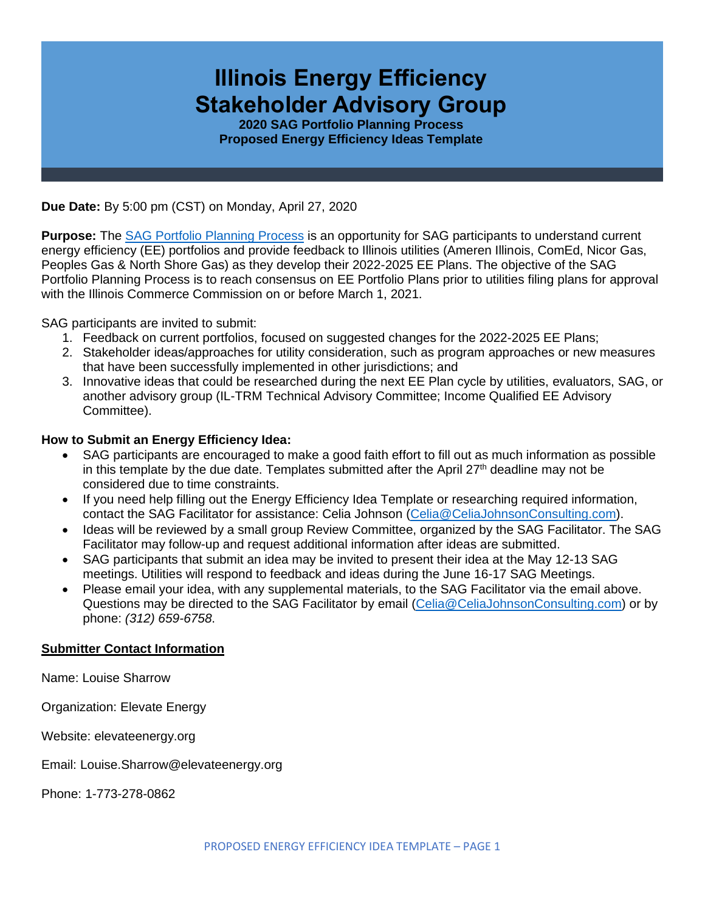# Illinois Energy Efficiency Stakeholder Advisory Group

**2020 SAG Portfolio Planning Process**
**Proposed Energy Efficiency Ideas Template**

**Due Date:** By 5:00 pm (CST) on Monday, April 27, 2020

**Purpose:** The [SAG Portfolio Planning Process] is an opportunity for SAG participants to understand current energy efficiency (EE) portfolios and provide feedback to Illinois utilities (Ameren Illinois, ComEd, Nicor Gas, Peoples Gas & North Shore Gas) as they develop their 2022-2025 EE Plans. The objective of the SAG Portfolio Planning Process is to reach consensus on EE Portfolio Plans prior to utilities filing plans for approval with the Illinois Commerce Commission on or before March 1, 2021.

SAG participants are invited to submit:

1. Feedback on current portfolios, focused on suggested changes for the 2022-2025 EE Plans;
2. Stakeholder ideas/approaches for utility consideration, such as program approaches or new measures that have been successfully implemented in other jurisdictions; and
3. Innovative ideas that could be researched during the next EE Plan cycle by utilities, evaluators, SAG, or another advisory group (IL-TRM Technical Advisory Committee; Income Qualified EE Advisory Committee).

**How to Submit an Energy Efficiency Idea:**

- SAG participants are encouraged to make a good faith effort to fill out as much information as possible in this template by the due date. Templates submitted after the April 27th deadline may not be considered due to time constraints.
- If you need help filling out the Energy Efficiency Idea Template or researching required information, contact the SAG Facilitator for assistance: Celia Johnson (Celia@CeliaJohnsonConsulting.com).
- Ideas will be reviewed by a small group Review Committee, organized by the SAG Facilitator. The SAG Facilitator may follow-up and request additional information after ideas are submitted.
- SAG participants that submit an idea may be invited to present their idea at the May 12-13 SAG meetings. Utilities will respond to feedback and ideas during the June 16-17 SAG Meetings.
- Please email your idea, with any supplemental materials, to the SAG Facilitator via the email above. Questions may be directed to the SAG Facilitator by email (Celia@CeliaJohnsonConsulting.com) or by phone: *(312) 659-6758.*

## Submitter Contact Information

Name: Louise Sharrow

Organization: Elevate Energy

Website: elevateenergy.org

Email: Louise.Sharrow@elevateenergy.org

Phone: 1-773-278-0862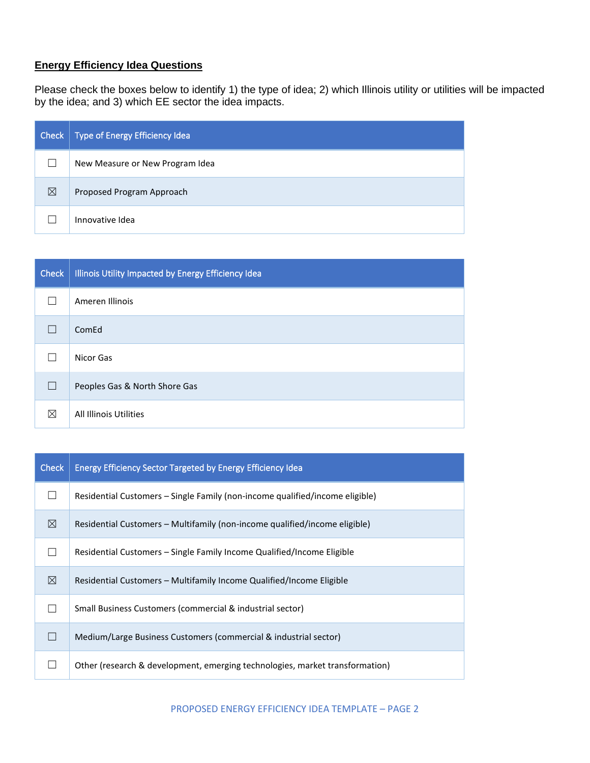**Energy Efficiency Idea Questions**

Please check the boxes below to identify 1) the type of idea; 2) which Illinois utility or utilities will be impacted by the idea; and 3) which EE sector the idea impacts.

| Check | Type of Energy Efficiency Idea |
|---|---|
| ☐ | New Measure or New Program Idea |
| ☒ | Proposed Program Approach |
| ☐ | Innovative Idea |

| Check | Illinois Utility Impacted by Energy Efficiency Idea |
|---|---|
| ☐ | Ameren Illinois |
| ☐ | ComEd |
| ☐ | Nicor Gas |
| ☐ | Peoples Gas & North Shore Gas |
| ☒ | All Illinois Utilities |

| Check | Energy Efficiency Sector Targeted by Energy Efficiency Idea |
|---|---|
| ☐ | Residential Customers – Single Family (non-income qualified/income eligible) |
| ☒ | Residential Customers – Multifamily (non-income qualified/income eligible) |
| ☐ | Residential Customers – Single Family Income Qualified/Income Eligible |
| ☒ | Residential Customers – Multifamily Income Qualified/Income Eligible |
| ☐ | Small Business Customers (commercial & industrial sector) |
| ☐ | Medium/Large Business Customers (commercial & industrial sector) |
| ☐ | Other (research & development, emerging technologies, market transformation) |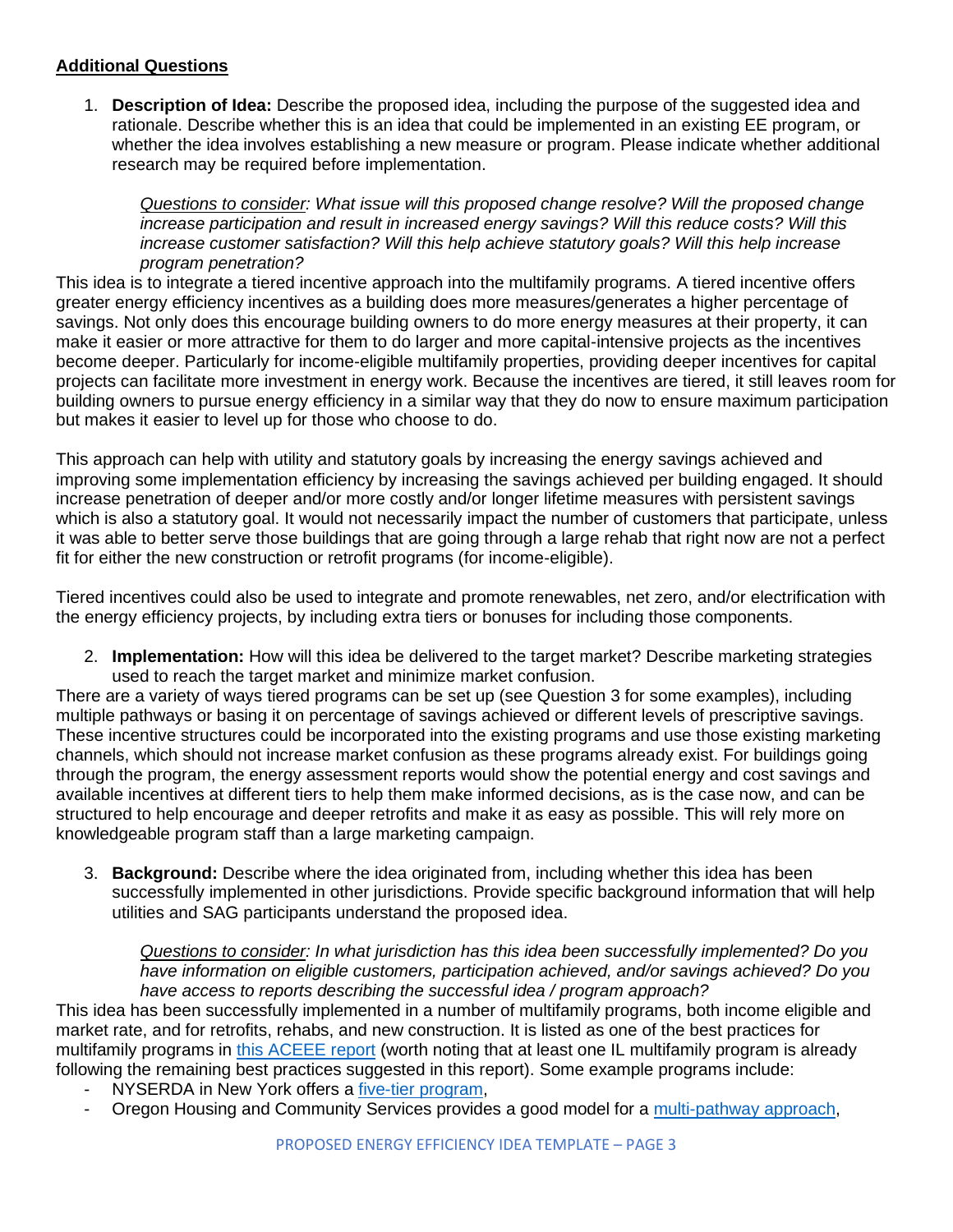**Additional Questions**

1. **Description of Idea:** Describe the proposed idea, including the purpose of the suggested idea and rationale. Describe whether this is an idea that could be implemented in an existing EE program, or whether the idea involves establishing a new measure or program. Please indicate whether additional research may be required before implementation.

   *Questions to consider: What issue will this proposed change resolve? Will the proposed change increase participation and result in increased energy savings? Will this reduce costs? Will this increase customer satisfaction? Will this help achieve statutory goals? Will this help increase program penetration?*

This idea is to integrate a tiered incentive approach into the multifamily programs. A tiered incentive offers greater energy efficiency incentives as a building does more measures/generates a higher percentage of savings. Not only does this encourage building owners to do more energy measures at their property, it can make it easier or more attractive for them to do larger and more capital-intensive projects as the incentives become deeper. Particularly for income-eligible multifamily properties, providing deeper incentives for capital projects can facilitate more investment in energy work. Because the incentives are tiered, it still leaves room for building owners to pursue energy efficiency in a similar way that they do now to ensure maximum participation but makes it easier to level up for those who choose to do.

This approach can help with utility and statutory goals by increasing the energy savings achieved and improving some implementation efficiency by increasing the savings achieved per building engaged. It should increase penetration of deeper and/or more costly and/or longer lifetime measures with persistent savings which is also a statutory goal. It would not necessarily impact the number of customers that participate, unless it was able to better serve those buildings that are going through a large rehab that right now are not a perfect fit for either the new construction or retrofit programs (for income-eligible).

Tiered incentives could also be used to integrate and promote renewables, net zero, and/or electrification with the energy efficiency projects, by including extra tiers or bonuses for including those components.

2. **Implementation:** How will this idea be delivered to the target market? Describe marketing strategies used to reach the target market and minimize market confusion.

There are a variety of ways tiered programs can be set up (see Question 3 for some examples), including multiple pathways or basing it on percentage of savings achieved or different levels of prescriptive savings. These incentive structures could be incorporated into the existing programs and use those existing marketing channels, which should not increase market confusion as these programs already exist. For buildings going through the program, the energy assessment reports would show the potential energy and cost savings and available incentives at different tiers to help them make informed decisions, as is the case now, and can be structured to help encourage and deeper retrofits and make it as easy as possible. This will rely more on knowledgeable program staff than a large marketing campaign.

3. **Background:** Describe where the idea originated from, including whether this idea has been successfully implemented in other jurisdictions. Provide specific background information that will help utilities and SAG participants understand the proposed idea.

   *Questions to consider: In what jurisdiction has this idea been successfully implemented? Do you have information on eligible customers, participation achieved, and/or savings achieved? Do you have access to reports describing the successful idea / program approach?*

This idea has been successfully implemented in a number of multifamily programs, both income eligible and market rate, and for retrofits, rehabs, and new construction. It is listed as one of the best practices for multifamily programs in this ACEEE report (worth noting that at least one IL multifamily program is already following the remaining best practices suggested in this report). Some example programs include:

- NYSERDA in New York offers a five-tier program,
- Oregon Housing and Community Services provides a good model for a multi-pathway approach,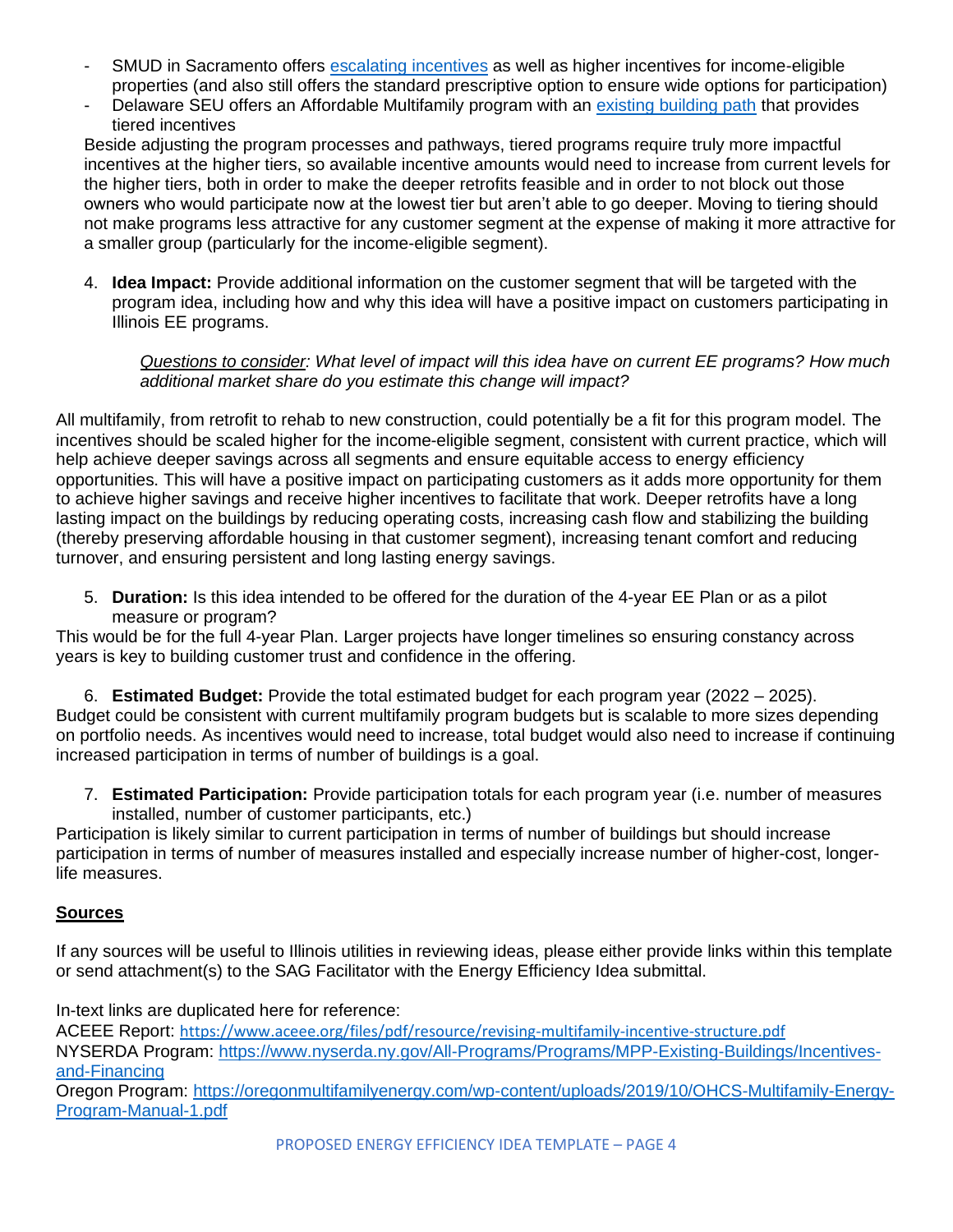- SMUD in Sacramento offers [escalating incentives](#) as well as higher incentives for income-eligible properties (and also still offers the standard prescriptive option to ensure wide options for participation)
- Delaware SEU offers an Affordable Multifamily program with an [existing building path](#) that provides tiered incentives

Beside adjusting the program processes and pathways, tiered programs require truly more impactful incentives at the higher tiers, so available incentive amounts would need to increase from current levels for the higher tiers, both in order to make the deeper retrofits feasible and in order to not block out those owners who would participate now at the lowest tier but aren't able to go deeper. Moving to tiering should not make programs less attractive for any customer segment at the expense of making it more attractive for a smaller group (particularly for the income-eligible segment).

4. **Idea Impact:** Provide additional information on the customer segment that will be targeted with the program idea, including how and why this idea will have a positive impact on customers participating in Illinois EE programs.

   *<u>Questions to consider</u>: What level of impact will this idea have on current EE programs? How much additional market share do you estimate this change will impact?*

All multifamily, from retrofit to rehab to new construction, could potentially be a fit for this program model. The incentives should be scaled higher for the income-eligible segment, consistent with current practice, which will help achieve deeper savings across all segments and ensure equitable access to energy efficiency opportunities. This will have a positive impact on participating customers as it adds more opportunity for them to achieve higher savings and receive higher incentives to facilitate that work. Deeper retrofits have a long lasting impact on the buildings by reducing operating costs, increasing cash flow and stabilizing the building (thereby preserving affordable housing in that customer segment), increasing tenant comfort and reducing turnover, and ensuring persistent and long lasting energy savings.

5. **Duration:** Is this idea intended to be offered for the duration of the 4-year EE Plan or as a pilot measure or program?

This would be for the full 4-year Plan. Larger projects have longer timelines so ensuring constancy across years is key to building customer trust and confidence in the offering.

6. **Estimated Budget:** Provide the total estimated budget for each program year (2022 – 2025).

Budget could be consistent with current multifamily program budgets but is scalable to more sizes depending on portfolio needs. As incentives would need to increase, total budget would also need to increase if continuing increased participation in terms of number of buildings is a goal.

7. **Estimated Participation:** Provide participation totals for each program year (i.e. number of measures installed, number of customer participants, etc.)

Participation is likely similar to current participation in terms of number of buildings but should increase participation in terms of number of measures installed and especially increase number of higher-cost, longer-life measures.

## <u>Sources</u>

If any sources will be useful to Illinois utilities in reviewing ideas, please either provide links within this template or send attachment(s) to the SAG Facilitator with the Energy Efficiency Idea submittal.

In-text links are duplicated here for reference:
ACEEE Report: https://www.aceee.org/files/pdf/resource/revising-multifamily-incentive-structure.pdf
NYSERDA Program: https://www.nyserda.ny.gov/All-Programs/Programs/MPP-Existing-Buildings/Incentives-and-Financing
Oregon Program: https://oregonmultifamilyenergy.com/wp-content/uploads/2019/10/OHCS-Multifamily-Energy-Program-Manual-1.pdf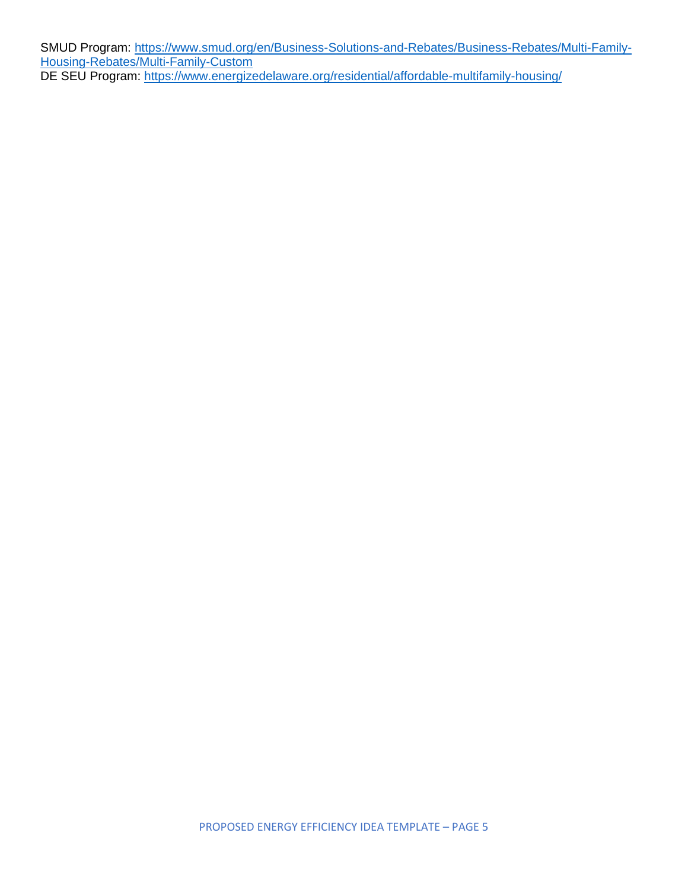SMUD Program: https://www.smud.org/en/Business-Solutions-and-Rebates/Business-Rebates/Multi-Family-Housing-Rebates/Multi-Family-Custom
DE SEU Program: https://www.energizedelaware.org/residential/affordable-multifamily-housing/